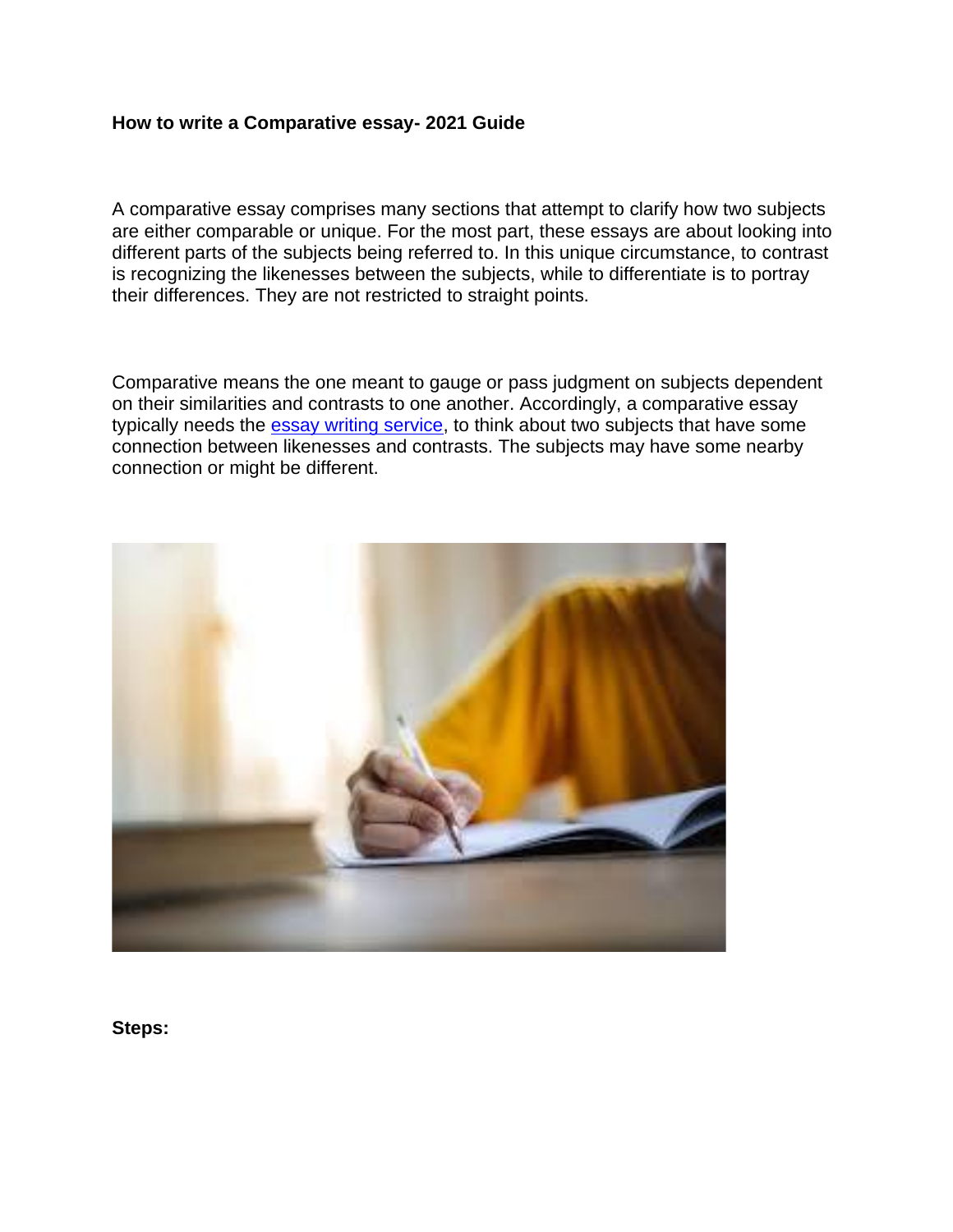**How to write a Comparative essay- 2021 Guide**

A comparative essay comprises many sections that attempt to clarify how two subjects are either comparable or unique. For the most part, these essays are about looking into different parts of the subjects being referred to. In this unique circumstance, to contrast is recognizing the likenesses between the subjects, while to differentiate is to portray their differences. They are not restricted to straight points.

Comparative means the one meant to gauge or pass judgment on subjects dependent on their similarities and contrasts to one another. Accordingly, a comparative essay typically needs the essay writing service, to think about two subjects that have some connection between likenesses and contrasts. The subjects may have some nearby connection or might be different.

**Steps:**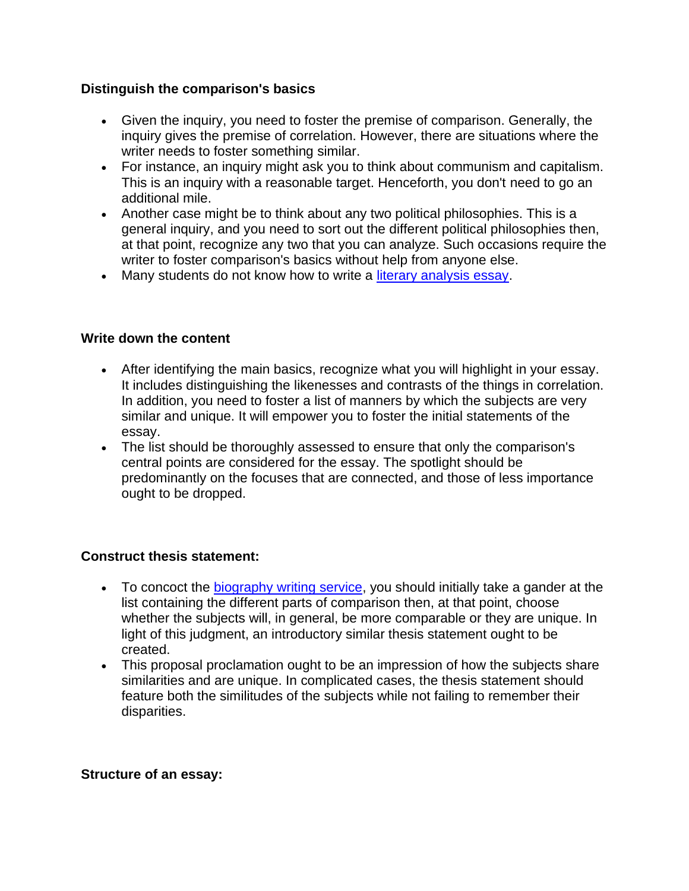**Distinguish the comparison's basics**

- Given the inquiry, you need to foster the premise of comparison. Generally, the inquiry gives the premise of correlation. However, there are situations where the writer needs to foster something similar.
- For instance, an inquiry might ask you to think about communism and capitalism. This is an inquiry with a reasonable target. Henceforth, you don't need to go an additional mile.
- Another case might be to think about any two political philosophies. This is a general inquiry, and you need to sort out the different political philosophies then, at that point, recognize any two that you can analyze. Such occasions require the writer to foster comparison's basics without help from anyone else.
- Many students do not know how to write a [literary analysis essay](#).

**Write down the content**

- After identifying the main basics, recognize what you will highlight in your essay. It includes distinguishing the likenesses and contrasts of the things in correlation. In addition, you need to foster a list of manners by which the subjects are very similar and unique. It will empower you to foster the initial statements of the essay.
- The list should be thoroughly assessed to ensure that only the comparison's central points are considered for the essay. The spotlight should be predominantly on the focuses that are connected, and those of less importance ought to be dropped.

**Construct thesis statement:**

- To concoct the [biography writing service](#), you should initially take a gander at the list containing the different parts of comparison then, at that point, choose whether the subjects will, in general, be more comparable or they are unique. In light of this judgment, an introductory similar thesis statement ought to be created.
- This proposal proclamation ought to be an impression of how the subjects share similarities and are unique. In complicated cases, the thesis statement should feature both the similitudes of the subjects while not failing to remember their disparities.

**Structure of an essay:**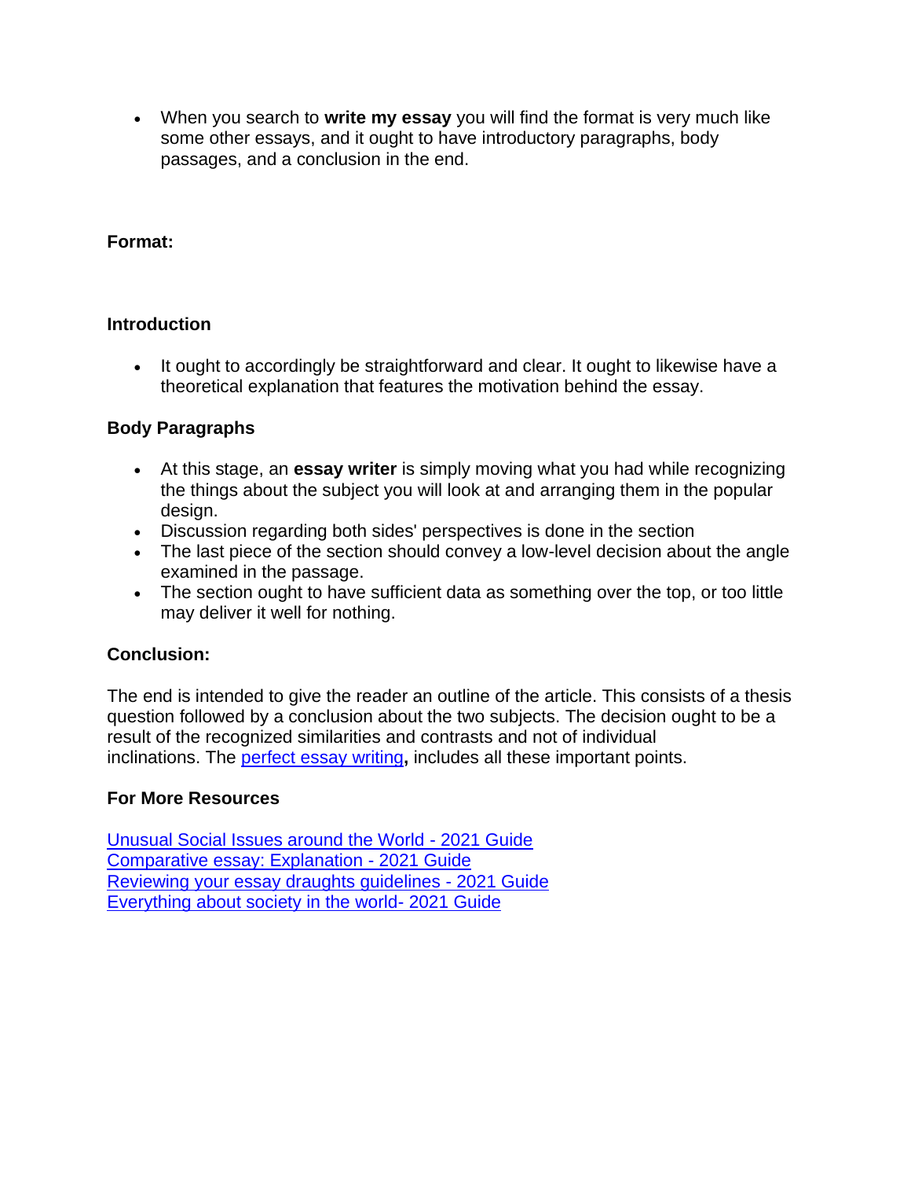- When you search to **write my essay** you will find the format is very much like some other essays, and it ought to have introductory paragraphs, body passages, and a conclusion in the end.

**Format:**

**Introduction**

- It ought to accordingly be straightforward and clear. It ought to likewise have a theoretical explanation that features the motivation behind the essay.

**Body Paragraphs**

- At this stage, an **essay writer** is simply moving what you had while recognizing the things about the subject you will look at and arranging them in the popular design.
- Discussion regarding both sides' perspectives is done in the section
- The last piece of the section should convey a low-level decision about the angle examined in the passage.
- The section ought to have sufficient data as something over the top, or too little may deliver it well for nothing.

**Conclusion:**

The end is intended to give the reader an outline of the article. This consists of a thesis question followed by a conclusion about the two subjects. The decision ought to be a result of the recognized similarities and contrasts and not of individual inclinations. The perfect essay writing**,** includes all these important points.

**For More Resources**

Unusual Social Issues around the World - 2021 Guide
Comparative essay: Explanation - 2021 Guide
Reviewing your essay draughts guidelines - 2021 Guide
Everything about society in the world- 2021 Guide